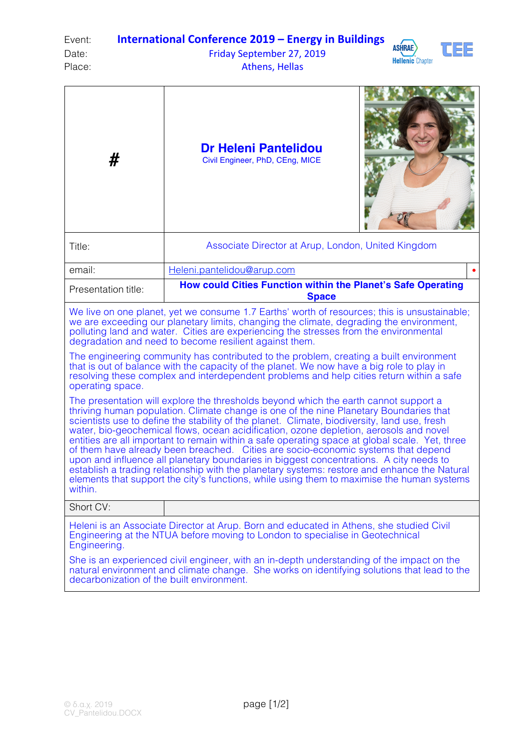| | |
|---|---|
| Event: | **International Conference 2019 – Energy in Buildings** |
| Date: | Friday September 27, 2019 |
| Place: | Athens, Hellas |

| # | **Dr Heleni Pantelidou** Civil Engineer, PhD, CEng, MICE |
|---|---|
| Title: | Associate Director at Arup, London, United Kingdom |
| email: | Heleni.pantelidou@arup.com |
| Presentation title: | **How could Cities Function within the Planet's Safe Operating Space** |

We live on one planet, yet we consume 1.7 Earths' worth of resources; this is unsustainable; we are exceeding our planetary limits, changing the climate, degrading the environment, polluting land and water. Cities are experiencing the stresses from the environmental degradation and need to become resilient against them.

The engineering community has contributed to the problem, creating a built environment that is out of balance with the capacity of the planet. We now have a big role to play in resolving these complex and interdependent problems and help cities return within a safe operating space.

The presentation will explore the thresholds beyond which the earth cannot support a thriving human population. Climate change is one of the nine Planetary Boundaries that scientists use to define the stability of the planet. Climate, biodiversity, land use, fresh water, bio-geochemical flows, ocean acidification, ozone depletion, aerosols and novel entities are all important to remain within a safe operating space at global scale. Yet, three of them have already been breached. Cities are socio-economic systems that depend upon and influence all planetary boundaries in biggest concentrations. A city needs to establish a trading relationship with the planetary systems: restore and enhance the Natural elements that support the city's functions, while using them to maximise the human systems within.

Short CV:

Heleni is an Associate Director at Arup. Born and educated in Athens, she studied Civil Engineering at the NTUA before moving to London to specialise in Geotechnical Engineering.

She is an experienced civil engineer, with an in-depth understanding of the impact on the natural environment and climate change. She works on identifying solutions that lead to the decarbonization of the built environment.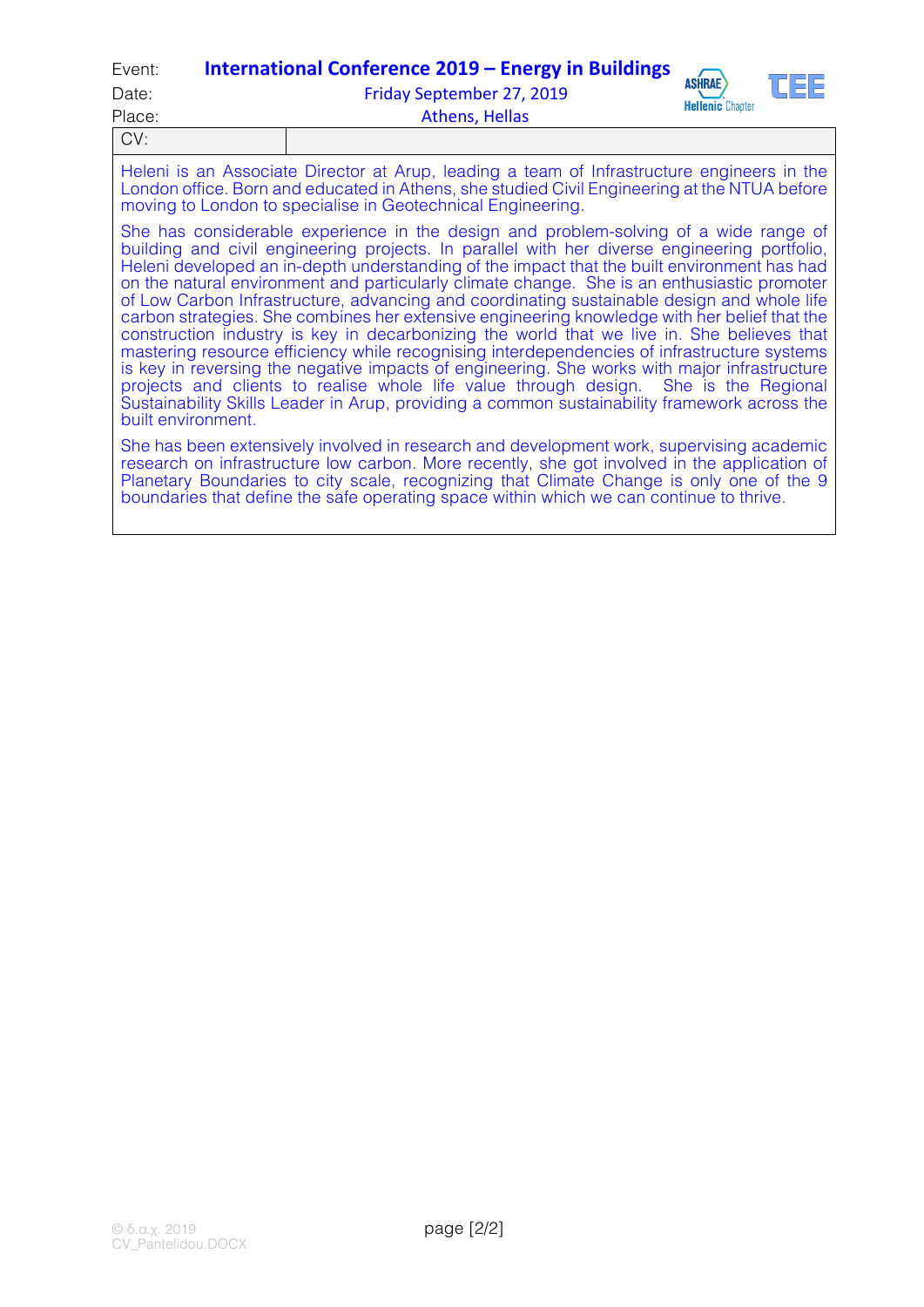| Event: | International Conference 2019 – Energy in Buildings |
|---|---|
| Date: | Friday September 27, 2019 |
| Place: | Athens, Hellas |

CV:

Heleni is an Associate Director at Arup, leading a team of Infrastructure engineers in the London office. Born and educated in Athens, she studied Civil Engineering at the NTUA before moving to London to specialise in Geotechnical Engineering.

She has considerable experience in the design and problem-solving of a wide range of building and civil engineering projects. In parallel with her diverse engineering portfolio, Heleni developed an in-depth understanding of the impact that the built environment has had on the natural environment and particularly climate change. She is an enthusiastic promoter of Low Carbon Infrastructure, advancing and coordinating sustainable design and whole life carbon strategies. She combines her extensive engineering knowledge with her belief that the construction industry is key in decarbonizing the world that we live in. She believes that mastering resource efficiency while recognising interdependencies of infrastructure systems is key in reversing the negative impacts of engineering. She works with major infrastructure projects and clients to realise whole life value through design. She is the Regional Sustainability Skills Leader in Arup, providing a common sustainability framework across the built environment.

She has been extensively involved in research and development work, supervising academic research on infrastructure low carbon. More recently, she got involved in the application of Planetary Boundaries to city scale, recognizing that Climate Change is only one of the 9 boundaries that define the safe operating space within which we can continue to thrive.